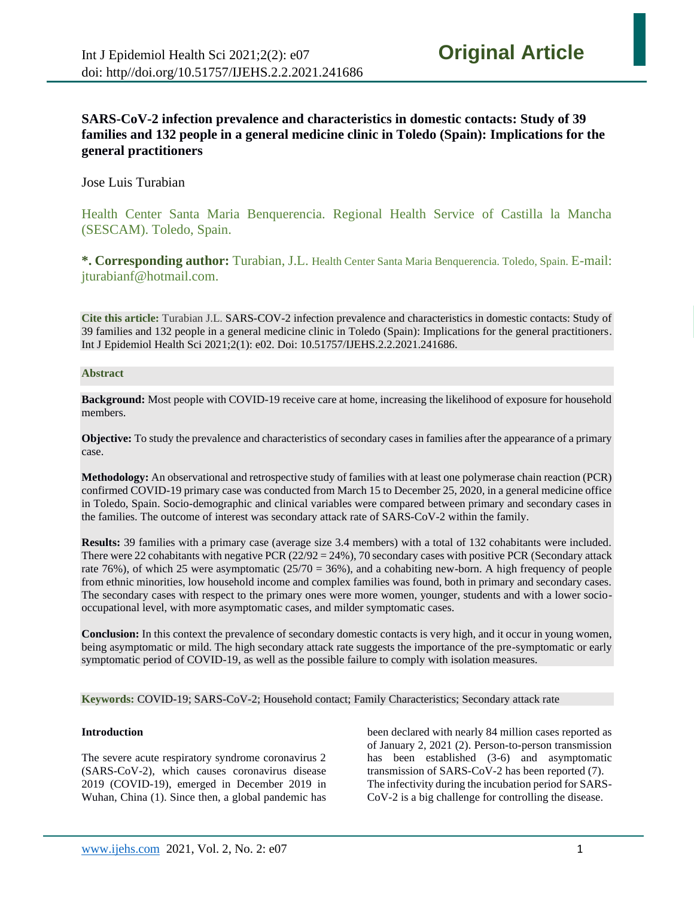# SARS-CoV-2 infection prevalence and characteristics in domestic contacts: Study of 39 families and 132 people in a general medicine clinic in Toledo (Spain): Implications for the general practitioners

Jose Luis Turabian

Health Center Santa Maria Benquerencia. Regional Health Service of Castilla la Mancha (SESCAM). Toledo, Spain.

**\*. Corresponding author:** Turabian, J.L. Health Center Santa Maria Benquerencia. Toledo, Spain. E-mail: jturabianf@hotmail.com.

**Cite this article:** Turabian J.L. SARS-COV-2 infection prevalence and characteristics in domestic contacts: Study of 39 families and 132 people in a general medicine clinic in Toledo (Spain): Implications for the general practitioners. Int J Epidemiol Health Sci 2021;2(1): e02. Doi: 10.51757/IJEHS.2.2.2021.241686.

## Abstract

**Background:** Most people with COVID-19 receive care at home, increasing the likelihood of exposure for household members.

**Objective:** To study the prevalence and characteristics of secondary cases in families after the appearance of a primary case.

**Methodology:** An observational and retrospective study of families with at least one polymerase chain reaction (PCR) confirmed COVID-19 primary case was conducted from March 15 to December 25, 2020, in a general medicine office in Toledo, Spain. Socio-demographic and clinical variables were compared between primary and secondary cases in the families. The outcome of interest was secondary attack rate of SARS-CoV-2 within the family.

**Results:** 39 families with a primary case (average size 3.4 members) with a total of 132 cohabitants were included. There were 22 cohabitants with negative PCR (22/92 = 24%), 70 secondary cases with positive PCR (Secondary attack rate 76%), of which 25 were asymptomatic (25/70 = 36%), and a cohabiting new-born. A high frequency of people from ethnic minorities, low household income and complex families was found, both in primary and secondary cases. The secondary cases with respect to the primary ones were more women, younger, students and with a lower socio-occupational level, with more asymptomatic cases, and milder symptomatic cases.

**Conclusion:** In this context the prevalence of secondary domestic contacts is very high, and it occur in young women, being asymptomatic or mild. The high secondary attack rate suggests the importance of the pre-symptomatic or early symptomatic period of COVID-19, as well as the possible failure to comply with isolation measures.

**Keywords:** COVID-19; SARS-CoV-2; Household contact; Family Characteristics; Secondary attack rate

## Introduction

The severe acute respiratory syndrome coronavirus 2 (SARS-CoV-2), which causes coronavirus disease 2019 (COVID-19), emerged in December 2019 in Wuhan, China (1). Since then, a global pandemic has been declared with nearly 84 million cases reported as of January 2, 2021 (2). Person-to-person transmission has been established (3-6) and asymptomatic transmission of SARS-CoV-2 has been reported (7). The infectivity during the incubation period for SARS-CoV-2 is a big challenge for controlling the disease.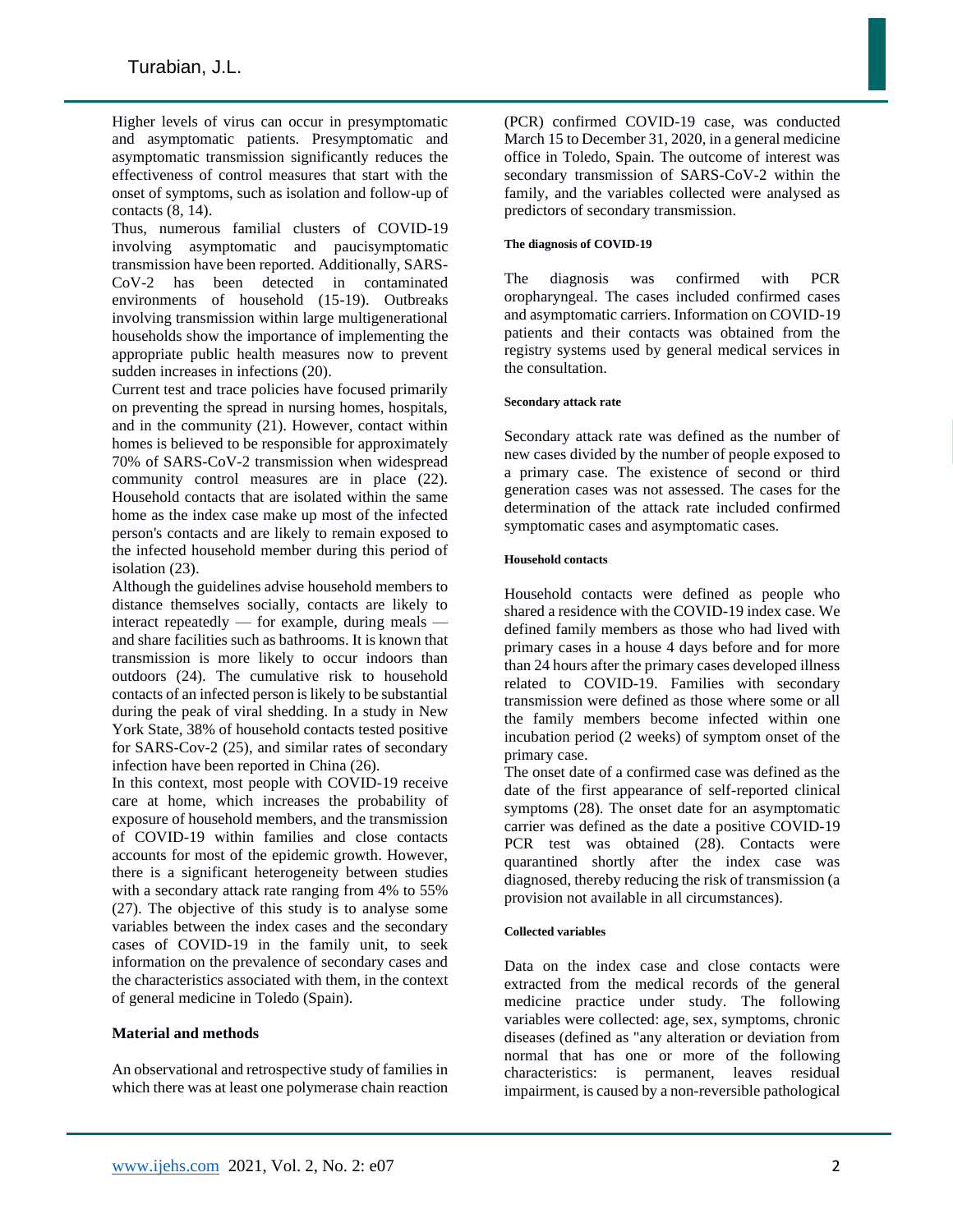Higher levels of virus can occur in presymptomatic and asymptomatic patients. Presymptomatic and asymptomatic transmission significantly reduces the effectiveness of control measures that start with the onset of symptoms, such as isolation and follow-up of contacts (8, 14).

Thus, numerous familial clusters of COVID-19 involving asymptomatic and paucisymptomatic transmission have been reported. Additionally, SARS-CoV-2 has been detected in contaminated environments of household (15-19). Outbreaks involving transmission within large multigenerational households show the importance of implementing the appropriate public health measures now to prevent sudden increases in infections (20).

Current test and trace policies have focused primarily on preventing the spread in nursing homes, hospitals, and in the community (21). However, contact within homes is believed to be responsible for approximately 70% of SARS-CoV-2 transmission when widespread community control measures are in place (22). Household contacts that are isolated within the same home as the index case make up most of the infected person's contacts and are likely to remain exposed to the infected household member during this period of isolation (23).

Although the guidelines advise household members to distance themselves socially, contacts are likely to interact repeatedly — for example, during meals — and share facilities such as bathrooms. It is known that transmission is more likely to occur indoors than outdoors (24). The cumulative risk to household contacts of an infected person is likely to be substantial during the peak of viral shedding. In a study in New York State, 38% of household contacts tested positive for SARS-Cov-2 (25), and similar rates of secondary infection have been reported in China (26).

In this context, most people with COVID-19 receive care at home, which increases the probability of exposure of household members, and the transmission of COVID-19 within families and close contacts accounts for most of the epidemic growth. However, there is a significant heterogeneity between studies with a secondary attack rate ranging from 4% to 55% (27). The objective of this study is to analyse some variables between the index cases and the secondary cases of COVID-19 in the family unit, to seek information on the prevalence of secondary cases and the characteristics associated with them, in the context of general medicine in Toledo (Spain).

## Material and methods

An observational and retrospective study of families in which there was at least one polymerase chain reaction (PCR) confirmed COVID-19 case, was conducted March 15 to December 31, 2020, in a general medicine office in Toledo, Spain. The outcome of interest was secondary transmission of SARS-CoV-2 within the family, and the variables collected were analysed as predictors of secondary transmission.

#### The diagnosis of COVID-19

The diagnosis was confirmed with PCR oropharyngeal. The cases included confirmed cases and asymptomatic carriers. Information on COVID-19 patients and their contacts was obtained from the registry systems used by general medical services in the consultation.

#### Secondary attack rate

Secondary attack rate was defined as the number of new cases divided by the number of people exposed to a primary case. The existence of second or third generation cases was not assessed. The cases for the determination of the attack rate included confirmed symptomatic cases and asymptomatic cases.

#### Household contacts

Household contacts were defined as people who shared a residence with the COVID-19 index case. We defined family members as those who had lived with primary cases in a house 4 days before and for more than 24 hours after the primary cases developed illness related to COVID-19. Families with secondary transmission were defined as those where some or all the family members become infected within one incubation period (2 weeks) of symptom onset of the primary case.

The onset date of a confirmed case was defined as the date of the first appearance of self-reported clinical symptoms (28). The onset date for an asymptomatic carrier was defined as the date a positive COVID-19 PCR test was obtained (28). Contacts were quarantined shortly after the index case was diagnosed, thereby reducing the risk of transmission (a provision not available in all circumstances).

#### Collected variables

Data on the index case and close contacts were extracted from the medical records of the general medicine practice under study. The following variables were collected: age, sex, symptoms, chronic diseases (defined as "any alteration or deviation from normal that has one or more of the following characteristics: is permanent, leaves residual impairment, is caused by a non-reversible pathological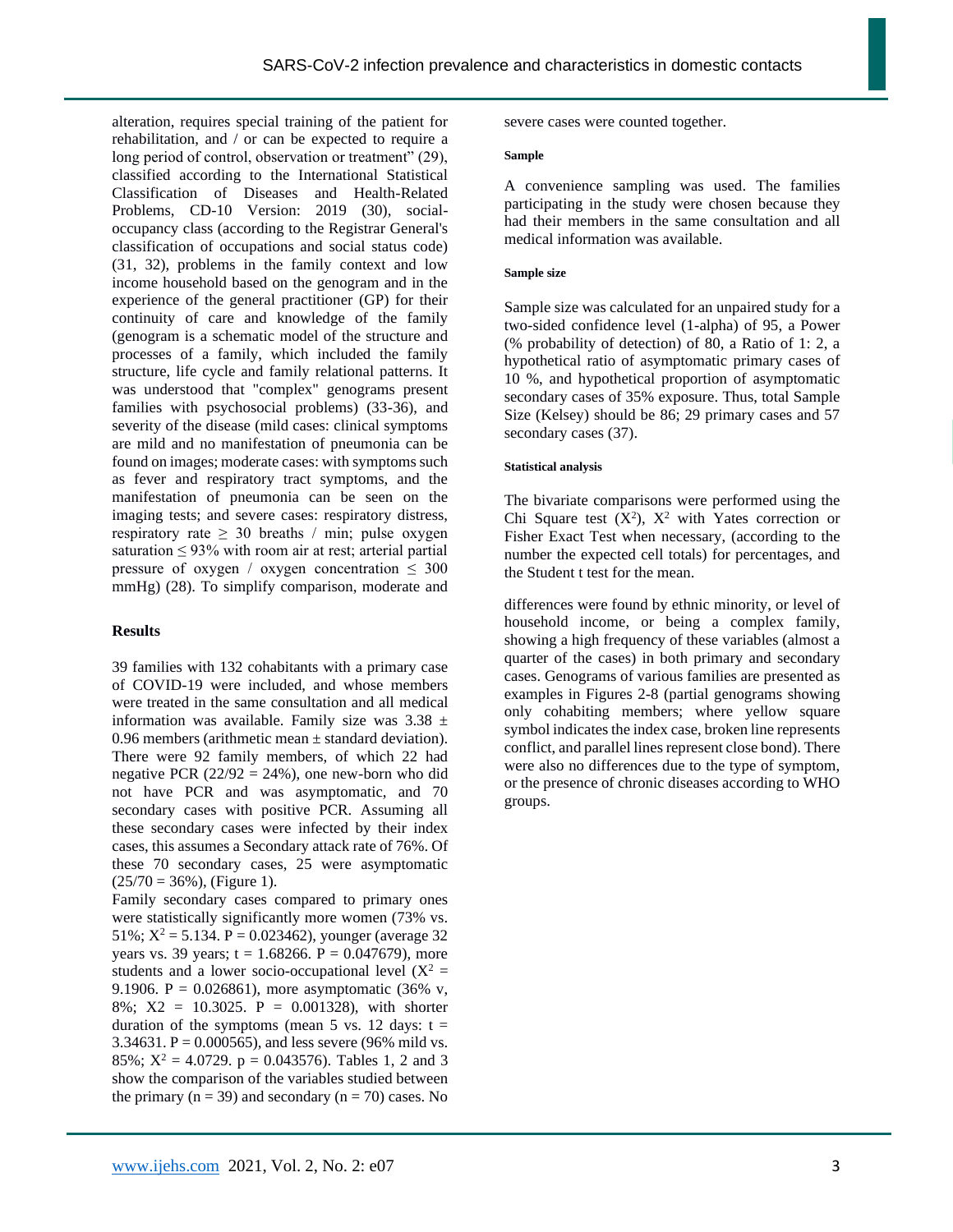alteration, requires special training of the patient for rehabilitation, and / or can be expected to require a long period of control, observation or treatment" (29), classified according to the International Statistical Classification of Diseases and Health-Related Problems, CD-10 Version: 2019 (30), social-occupancy class (according to the Registrar General's classification of occupations and social status code) (31, 32), problems in the family context and low income household based on the genogram and in the experience of the general practitioner (GP) for their continuity of care and knowledge of the family (genogram is a schematic model of the structure and processes of a family, which included the family structure, life cycle and family relational patterns. It was understood that "complex" genograms present families with psychosocial problems) (33-36), and severity of the disease (mild cases: clinical symptoms are mild and no manifestation of pneumonia can be found on images; moderate cases: with symptoms such as fever and respiratory tract symptoms, and the manifestation of pneumonia can be seen on the imaging tests; and severe cases: respiratory distress, respiratory rate $\geq$ 30 breaths / min; pulse oxygen saturation $\leq$ 93% with room air at rest; arterial partial pressure of oxygen / oxygen concentration $\leq$ 300 mmHg) (28). To simplify comparison, moderate and severe cases were counted together.

#### Sample

A convenience sampling was used. The families participating in the study were chosen because they had their members in the same consultation and all medical information was available.

#### Sample size

Sample size was calculated for an unpaired study for a two-sided confidence level (1-alpha) of 95, a Power (% probability of detection) of 80, a Ratio of 1: 2, a hypothetical ratio of asymptomatic primary cases of 10 %, and hypothetical proportion of asymptomatic secondary cases of 35% exposure. Thus, total Sample Size (Kelsey) should be 86; 29 primary cases and 57 secondary cases (37).

#### Statistical analysis

The bivariate comparisons were performed using the Chi Square test ($X^2$), $X^2$ with Yates correction or Fisher Exact Test when necessary, (according to the number the expected cell totals) for percentages, and the Student t test for the mean.

## Results

39 families with 132 cohabitants with a primary case of COVID-19 were included, and whose members were treated in the same consultation and all medical information was available. Family size was 3.38 $\pm$ 0.96 members (arithmetic mean $\pm$ standard deviation). There were 92 family members, of which 22 had negative PCR (22/92 = 24%), one new-born who did not have PCR and was asymptomatic, and 70 secondary cases with positive PCR. Assuming all these secondary cases were infected by their index cases, this assumes a Secondary attack rate of 76%. Of these 70 secondary cases, 25 were asymptomatic (25/70 = 36%), (Figure 1).

Family secondary cases compared to primary ones were statistically significantly more women (73% vs. 51%; $X^2$ = 5.134. P = 0.023462), younger (average 32 years vs. 39 years; t = 1.68266. P = 0.047679), more students and a lower socio-occupational level ($X^2$ = 9.1906. P = 0.026861), more asymptomatic (36% v, 8%; X2 = 10.3025. P = 0.001328), with shorter duration of the symptoms (mean 5 vs. 12 days: t = 3.34631. P = 0.000565), and less severe (96% mild vs. 85%; $X^2$ = 4.0729. p = 0.043576). Tables 1, 2 and 3 show the comparison of the variables studied between the primary (n = 39) and secondary (n = 70) cases. No differences were found by ethnic minority, or level of household income, or being a complex family, showing a high frequency of these variables (almost a quarter of the cases) in both primary and secondary cases. Genograms of various families are presented as examples in Figures 2-8 (partial genograms showing only cohabiting members; where yellow square symbol indicates the index case, broken line represents conflict, and parallel lines represent close bond). There were also no differences due to the type of symptom, or the presence of chronic diseases according to WHO groups.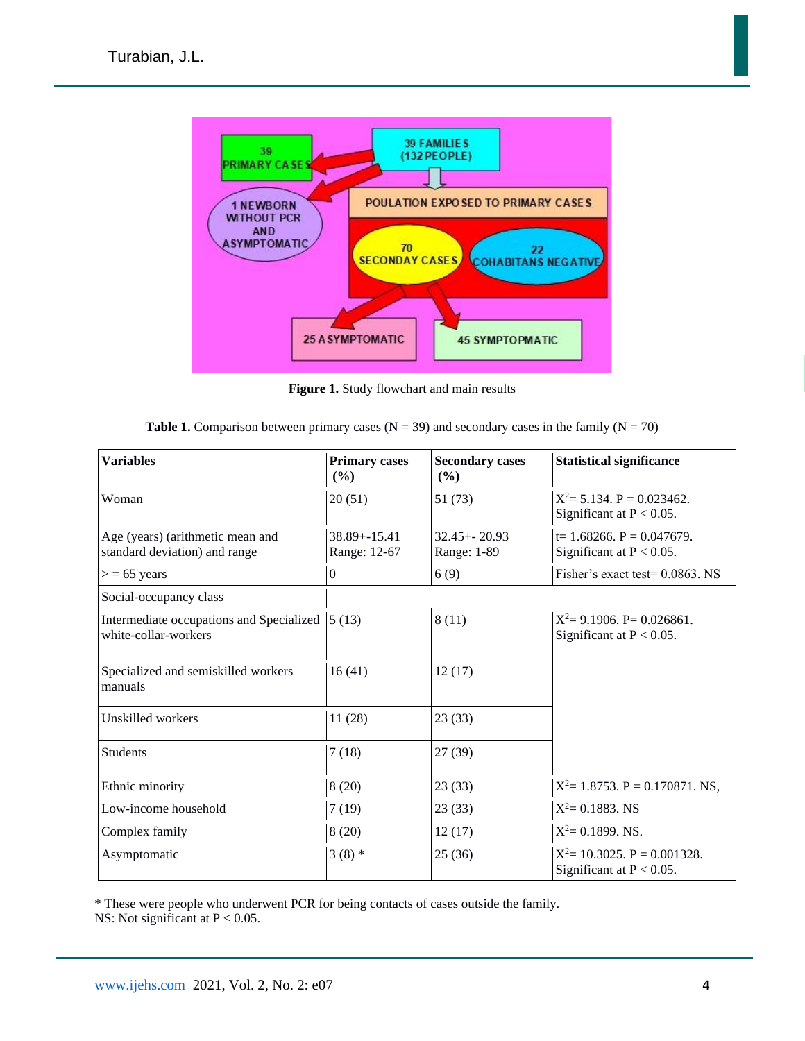**Figure 1.** Study flowchart and main results

**Table 1.** Comparison between primary cases (N = 39) and secondary cases in the family (N = 70)

| Variables | Primary cases (%) | Secondary cases (%) | Statistical significance |
|---|---|---|---|
| Woman | 20 (51) | 51 (73) | $X^2$= 5.134. P = 0.023462. Significant at P < 0.05. |
| Age (years) (arithmetic mean and standard deviation) and range | 38.89+-15.41 Range: 12-67 | 32.45+- 20.93 Range: 1-89 | t= 1.68266. P = 0.047679. Significant at P < 0.05. |
| > = 65 years | 0 | 6 (9) | Fisher's exact test= 0.0863. NS |
| Social-occupancy class | | | |
| Intermediate occupations and Specialized white-collar-workers | 5 (13) | 8 (11) | $X^2$= 9.1906. P= 0.026861. Significant at P < 0.05. |
| Specialized and semiskilled workers manuals | 16 (41) | 12 (17) | |
| Unskilled workers | 11 (28) | 23 (33) | |
| Students | 7 (18) | 27 (39) | |
| Ethnic minority | 8 (20) | 23 (33) | $X^2$= 1.8753. P = 0.170871. NS, |
| Low-income household | 7 (19) | 23 (33) | $X^2$= 0.1883. NS |
| Complex family | 8 (20) | 12 (17) | $X^2$= 0.1899. NS. |
| Asymptomatic | 3 (8) * | 25 (36) | $X^2$= 10.3025. P = 0.001328. Significant at P < 0.05. |

* These were people who underwent PCR for being contacts of cases outside the family.
NS: Not significant at P < 0.05.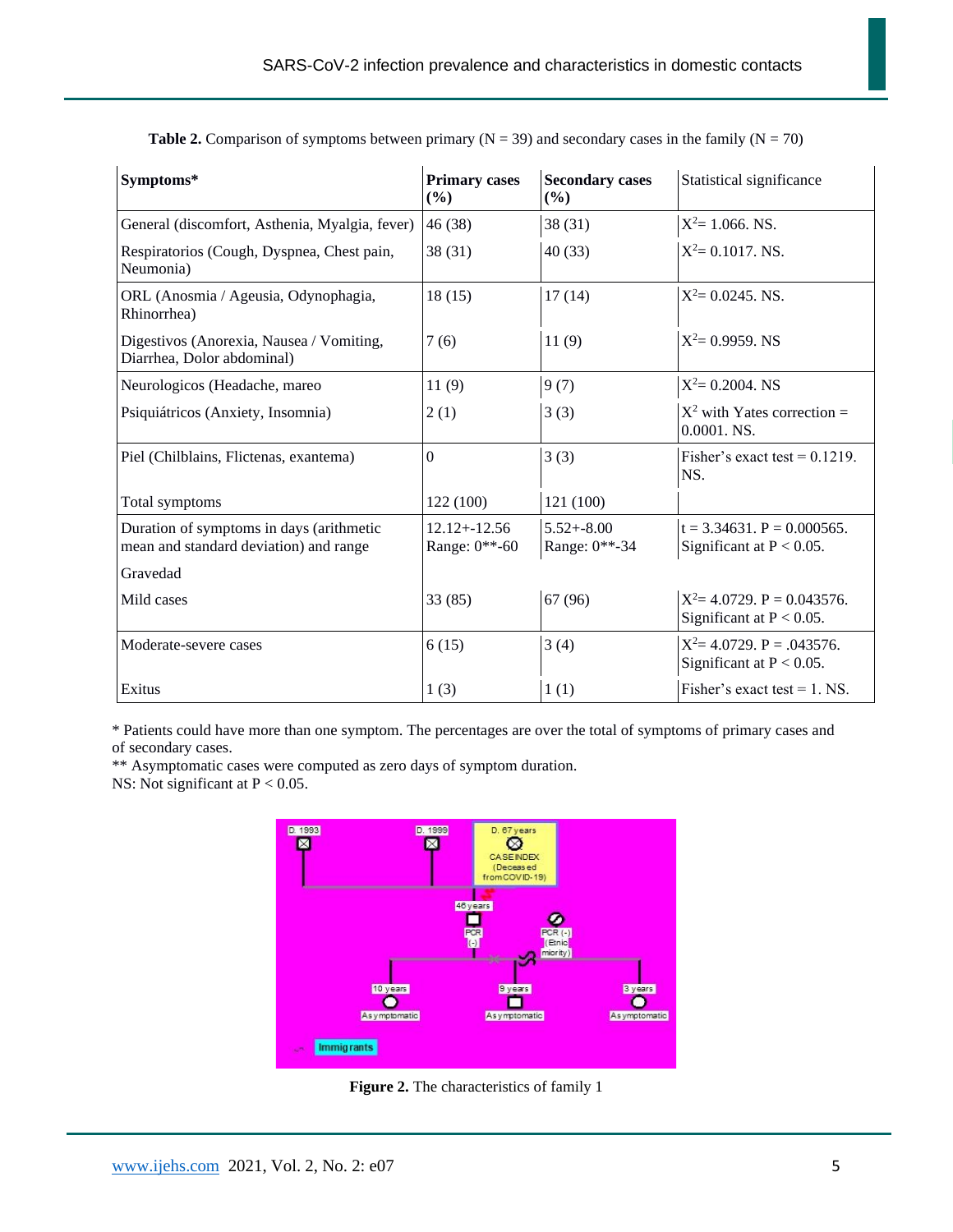**Table 2.** Comparison of symptoms between primary (N = 39) and secondary cases in the family (N = 70)

| Symptoms* | Primary cases (%) | Secondary cases (%) | Statistical significance |
|---|---|---|---|
| General (discomfort, Asthenia, Myalgia, fever) | 46 (38) | 38 (31) | $X^2$= 1.066. NS. |
| Respiratorios (Cough, Dyspnea, Chest pain, Neumonia) | 38 (31) | 40 (33) | $X^2$= 0.1017. NS. |
| ORL (Anosmia / Ageusia, Odynophagia, Rhinorrhea) | 18 (15) | 17 (14) | $X^2$= 0.0245. NS. |
| Digestivos (Anorexia, Nausea / Vomiting, Diarrhea, Dolor abdominal) | 7 (6) | 11 (9) | $X^2$= 0.9959. NS |
| Neurologicos (Headache, mareo | 11 (9) | 9 (7) | $X^2$= 0.2004. NS |
| Psiquiátricos (Anxiety, Insomnia) | 2 (1) | 3 (3) | $X^2$ with Yates correction = 0.0001. NS. |
| Piel (Chilblains, Flictenas, exantema) | 0 | 3 (3) | Fisher's exact test = 0.1219. NS. |
| Total symptoms | 122 (100) | 121 (100) | |
| Duration of symptoms in days (arithmetic mean and standard deviation) and range | 12.12+-12.56 Range: 0**-60 | 5.52+-8.00 Range: 0**-34 | t = 3.34631. P = 0.000565. Significant at P < 0.05. |
| Gravedad | | | |
| Mild cases | 33 (85) | 67 (96) | $X^2$= 4.0729. P = 0.043576. Significant at P < 0.05. |
| Moderate-severe cases | 6 (15) | 3 (4) | $X^2$= 4.0729. P = .043576. Significant at P < 0.05. |
| Exitus | 1 (3) | 1 (1) | Fisher's exact test = 1. NS. |

* Patients could have more than one symptom. The percentages are over the total of symptoms of primary cases and of secondary cases.
** Asymptomatic cases were computed as zero days of symptom duration.
NS: Not significant at P < 0.05.

**Figure 2.** The characteristics of family 1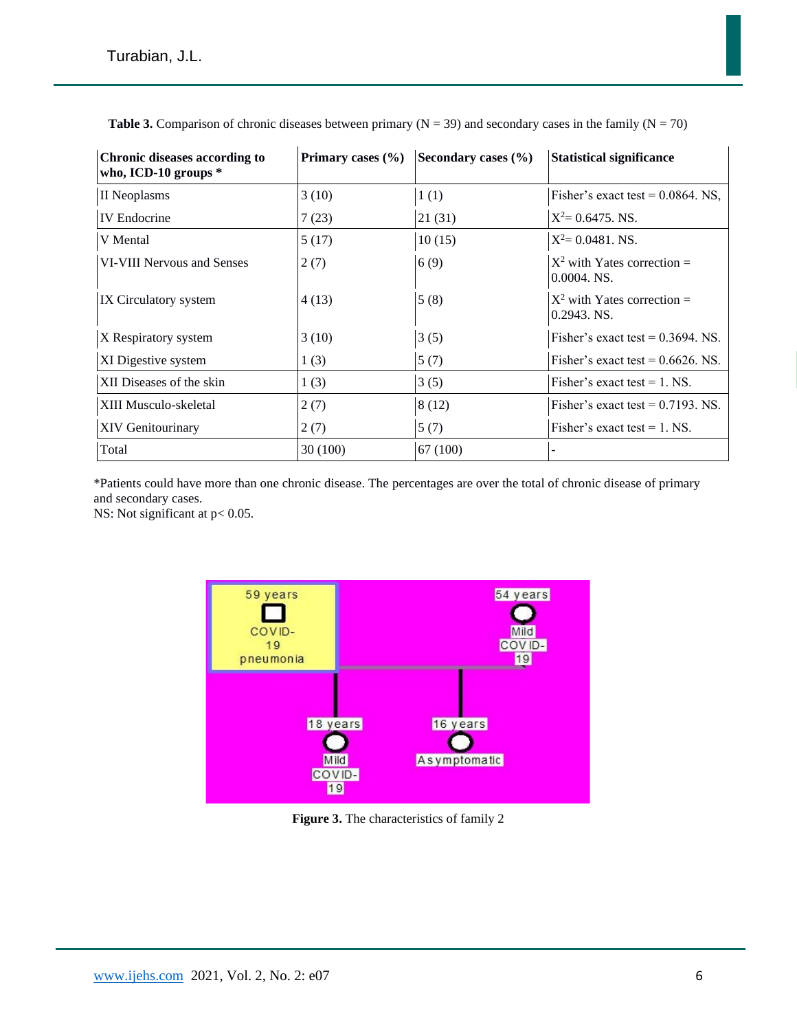**Table 3.** Comparison of chronic diseases between primary (N = 39) and secondary cases in the family (N = 70)

| Chronic diseases according to who, ICD-10 groups * | Primary cases (%) | Secondary cases (%) | Statistical significance |
|---|---|---|---|
| II Neoplasms | 3 (10) | 1 (1) | Fisher's exact test = 0.0864. NS, |
| IV Endocrine | 7 (23) | 21 (31) | $X^2$= 0.6475. NS. |
| V Mental | 5 (17) | 10 (15) | $X^2$= 0.0481. NS. |
| VI-VIII Nervous and Senses | 2 (7) | 6 (9) | $X^2$ with Yates correction = 0.0004. NS. |
| IX Circulatory system | 4 (13) | 5 (8) | $X^2$ with Yates correction = 0.2943. NS. |
| X Respiratory system | 3 (10) | 3 (5) | Fisher's exact test = 0.3694. NS. |
| XI Digestive system | 1 (3) | 5 (7) | Fisher's exact test = 0.6626. NS. |
| XII Diseases of the skin | 1 (3) | 3 (5) | Fisher's exact test = 1. NS. |
| XIII Musculo-skeletal | 2 (7) | 8 (12) | Fisher's exact test = 0.7193. NS. |
| XIV Genitourinary | 2 (7) | 5 (7) | Fisher's exact test = 1. NS. |
| Total | 30 (100) | 67 (100) | - |

*Patients could have more than one chronic disease. The percentages are over the total of chronic disease of primary and secondary cases.
NS: Not significant at $p < 0.05$.

**Figure 3.** The characteristics of family 2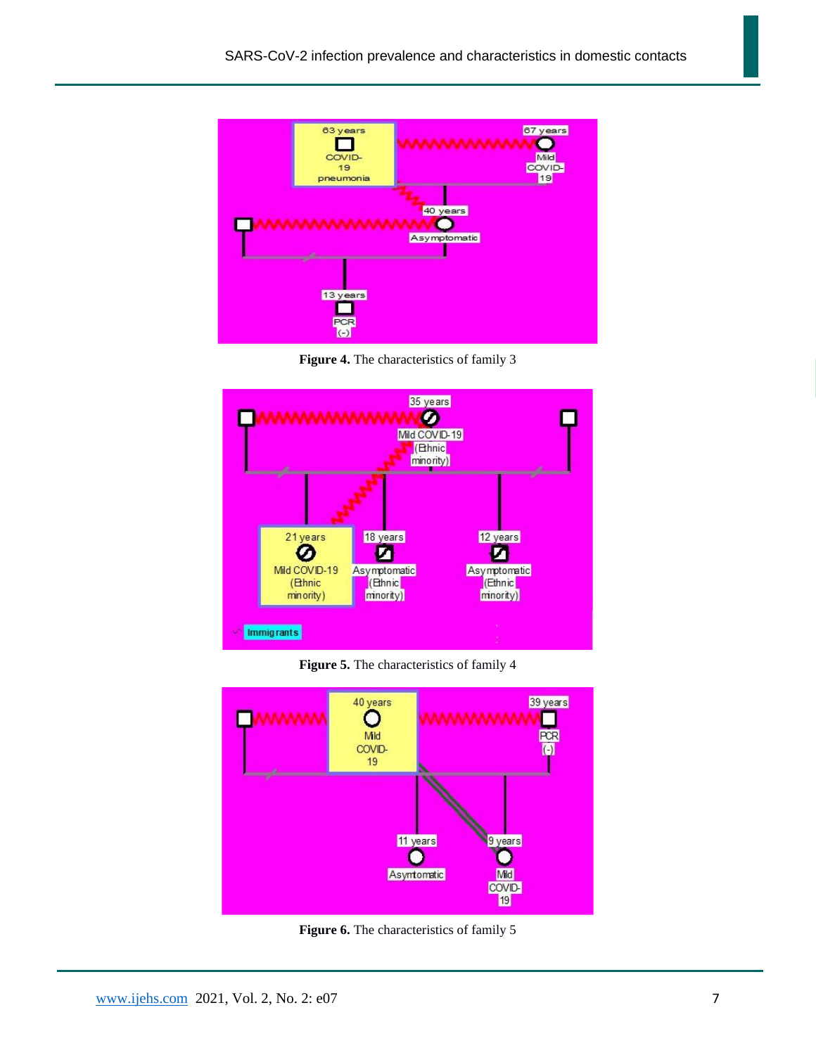**Figure 4.** The characteristics of family 3

**Figure 5.** The characteristics of family 4

**Figure 6.** The characteristics of family 5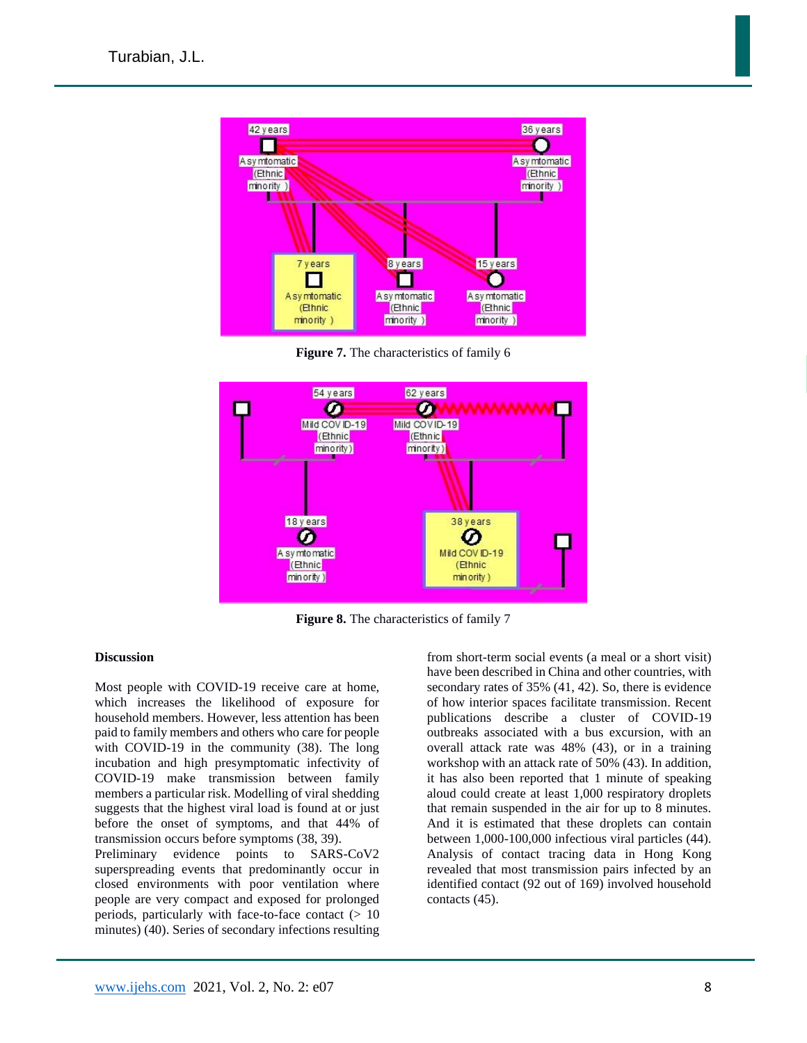Figure 7. The characteristics of family 6

Figure 8. The characteristics of family 7

**Discussion**

Most people with COVID-19 receive care at home, which increases the likelihood of exposure for household members. However, less attention has been paid to family members and others who care for people with COVID-19 in the community (38). The long incubation and high presymptomatic infectivity of COVID-19 make transmission between family members a particular risk. Modelling of viral shedding suggests that the highest viral load is found at or just before the onset of symptoms, and that 44% of transmission occurs before symptoms (38, 39).
Preliminary evidence points to SARS-CoV2 superspreading events that predominantly occur in closed environments with poor ventilation where people are very compact and exposed for prolonged periods, particularly with face-to-face contact (> 10 minutes) (40). Series of secondary infections resulting from short-term social events (a meal or a short visit) have been described in China and other countries, with secondary rates of 35% (41, 42). So, there is evidence of how interior spaces facilitate transmission. Recent publications describe a cluster of COVID-19 outbreaks associated with a bus excursion, with an overall attack rate was 48% (43), or in a training workshop with an attack rate of 50% (43). In addition, it has also been reported that 1 minute of speaking aloud could create at least 1,000 respiratory droplets that remain suspended in the air for up to 8 minutes. And it is estimated that these droplets can contain between 1,000-100,000 infectious viral particles (44). Analysis of contact tracing data in Hong Kong revealed that most transmission pairs infected by an identified contact (92 out of 169) involved household contacts (45).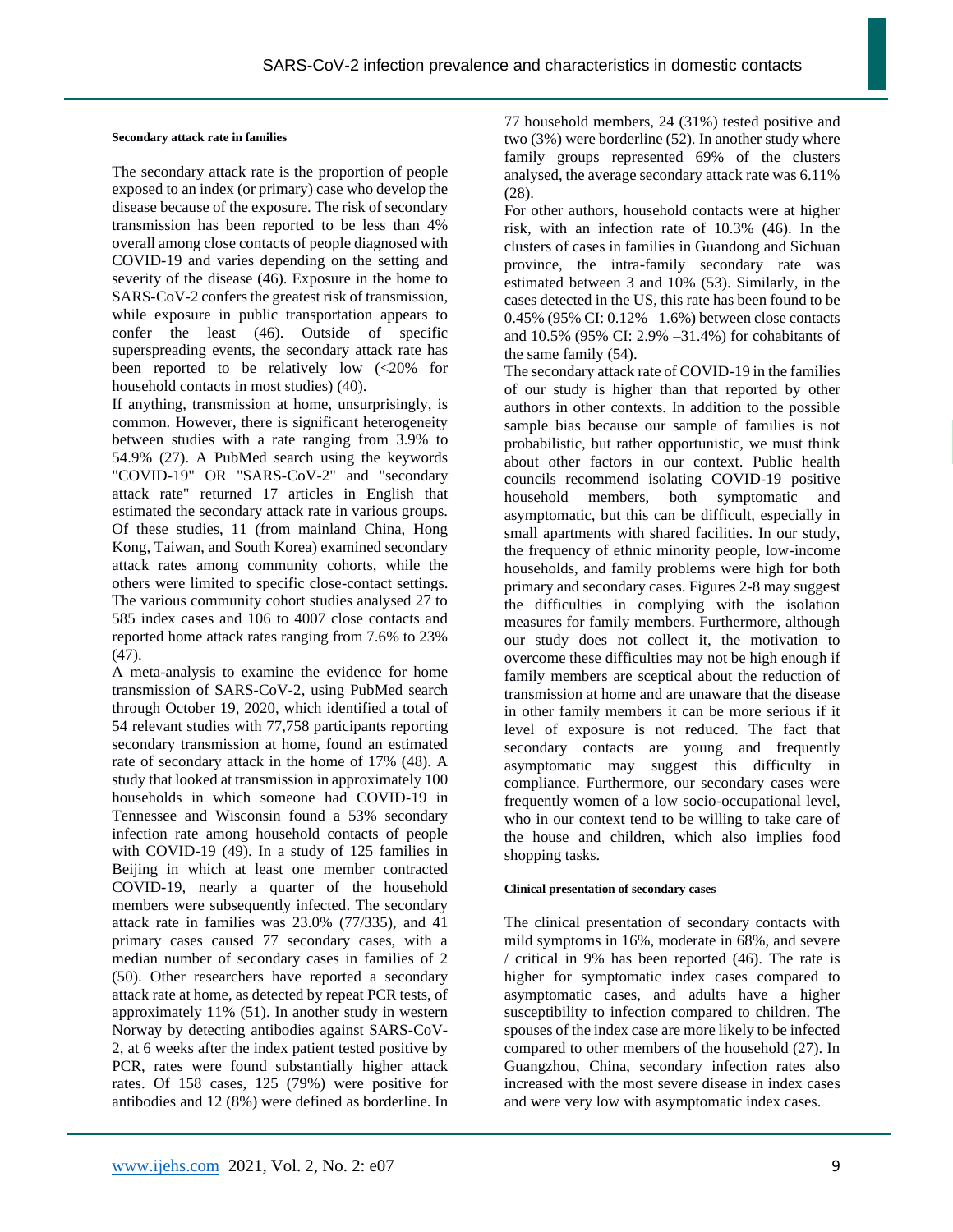#### Secondary attack rate in families

The secondary attack rate is the proportion of people exposed to an index (or primary) case who develop the disease because of the exposure. The risk of secondary transmission has been reported to be less than 4% overall among close contacts of people diagnosed with COVID-19 and varies depending on the setting and severity of the disease (46). Exposure in the home to SARS-CoV-2 confers the greatest risk of transmission, while exposure in public transportation appears to confer the least (46). Outside of specific superspreading events, the secondary attack rate has been reported to be relatively low (<20% for household contacts in most studies) (40).

If anything, transmission at home, unsurprisingly, is common. However, there is significant heterogeneity between studies with a rate ranging from 3.9% to 54.9% (27). A PubMed search using the keywords "COVID-19" OR "SARS-CoV-2" and "secondary attack rate" returned 17 articles in English that estimated the secondary attack rate in various groups. Of these studies, 11 (from mainland China, Hong Kong, Taiwan, and South Korea) examined secondary attack rates among community cohorts, while the others were limited to specific close-contact settings. The various community cohort studies analysed 27 to 585 index cases and 106 to 4007 close contacts and reported home attack rates ranging from 7.6% to 23% (47).

A meta-analysis to examine the evidence for home transmission of SARS-CoV-2, using PubMed search through October 19, 2020, which identified a total of 54 relevant studies with 77,758 participants reporting secondary transmission at home, found an estimated rate of secondary attack in the home of 17% (48). A study that looked at transmission in approximately 100 households in which someone had COVID-19 in Tennessee and Wisconsin found a 53% secondary infection rate among household contacts of people with COVID-19 (49). In a study of 125 families in Beijing in which at least one member contracted COVID-19, nearly a quarter of the household members were subsequently infected. The secondary attack rate in families was 23.0% (77/335), and 41 primary cases caused 77 secondary cases, with a median number of secondary cases in families of 2 (50). Other researchers have reported a secondary attack rate at home, as detected by repeat PCR tests, of approximately 11% (51). In another study in western Norway by detecting antibodies against SARS-CoV-2, at 6 weeks after the index patient tested positive by PCR, rates were found substantially higher attack rates. Of 158 cases, 125 (79%) were positive for antibodies and 12 (8%) were defined as borderline. In 77 household members, 24 (31%) tested positive and two (3%) were borderline (52). In another study where family groups represented 69% of the clusters analysed, the average secondary attack rate was 6.11% (28).

For other authors, household contacts were at higher risk, with an infection rate of 10.3% (46). In the clusters of cases in families in Guandong and Sichuan province, the intra-family secondary rate was estimated between 3 and 10% (53). Similarly, in the cases detected in the US, this rate has been found to be 0.45% (95% CI: 0.12% –1.6%) between close contacts and 10.5% (95% CI: 2.9% –31.4%) for cohabitants of the same family (54).

The secondary attack rate of COVID-19 in the families of our study is higher than that reported by other authors in other contexts. In addition to the possible sample bias because our sample of families is not probabilistic, but rather opportunistic, we must think about other factors in our context. Public health councils recommend isolating COVID-19 positive household members, both symptomatic and asymptomatic, but this can be difficult, especially in small apartments with shared facilities. In our study, the frequency of ethnic minority people, low-income households, and family problems were high for both primary and secondary cases. Figures 2-8 may suggest the difficulties in complying with the isolation measures for family members. Furthermore, although our study does not collect it, the motivation to overcome these difficulties may not be high enough if family members are sceptical about the reduction of transmission at home and are unaware that the disease in other family members it can be more serious if it level of exposure is not reduced. The fact that secondary contacts are young and frequently asymptomatic may suggest this difficulty in compliance. Furthermore, our secondary cases were frequently women of a low socio-occupational level, who in our context tend to be willing to take care of the house and children, which also implies food shopping tasks.

#### Clinical presentation of secondary cases

The clinical presentation of secondary contacts with mild symptoms in 16%, moderate in 68%, and severe / critical in 9% has been reported (46). The rate is higher for symptomatic index cases compared to asymptomatic cases, and adults have a higher susceptibility to infection compared to children. The spouses of the index case are more likely to be infected compared to other members of the household (27). In Guangzhou, China, secondary infection rates also increased with the most severe disease in index cases and were very low with asymptomatic index cases.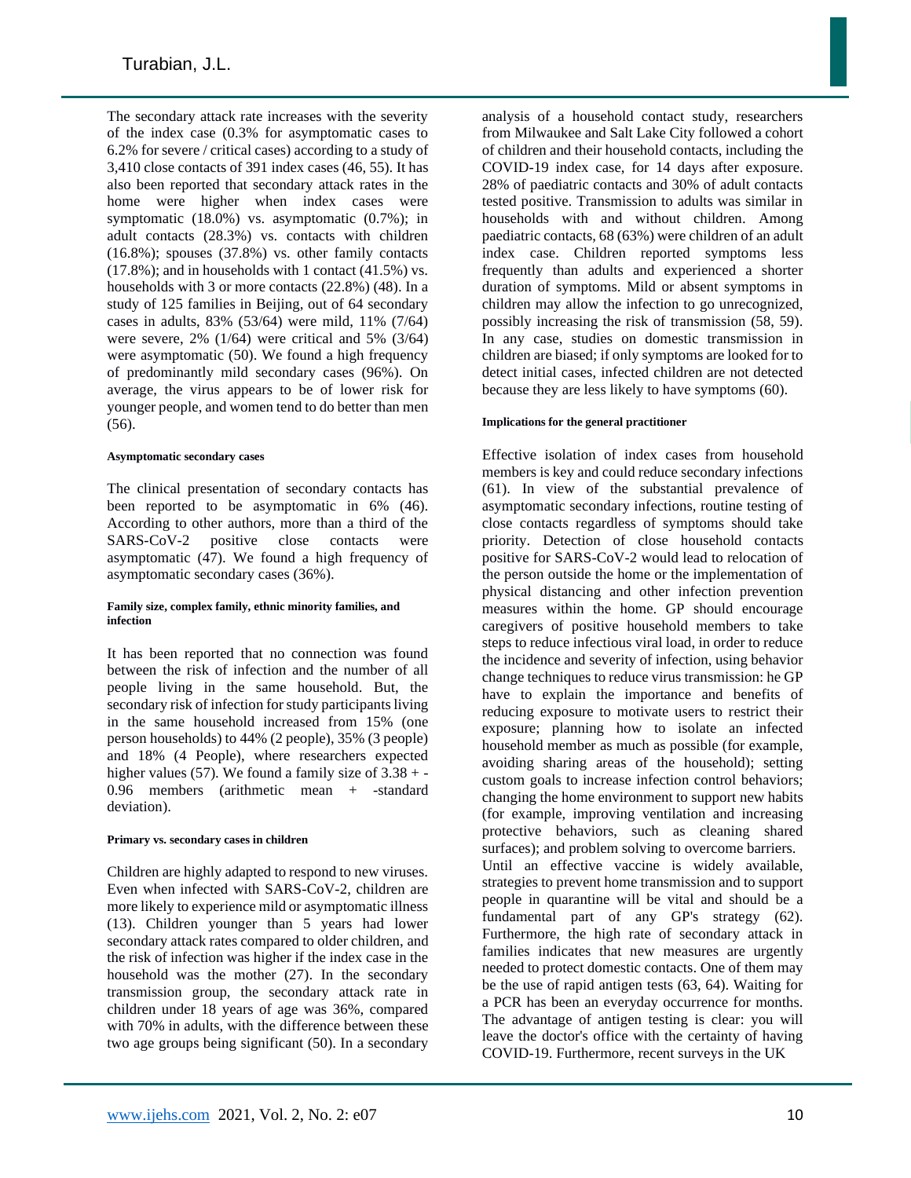The secondary attack rate increases with the severity of the index case (0.3% for asymptomatic cases to 6.2% for severe / critical cases) according to a study of 3,410 close contacts of 391 index cases (46, 55). It has also been reported that secondary attack rates in the home were higher when index cases were symptomatic (18.0%) vs. asymptomatic (0.7%); in adult contacts (28.3%) vs. contacts with children (16.8%); spouses (37.8%) vs. other family contacts (17.8%); and in households with 1 contact (41.5%) vs. households with 3 or more contacts (22.8%) (48). In a study of 125 families in Beijing, out of 64 secondary cases in adults, 83% (53/64) were mild, 11% (7/64) were severe, 2% (1/64) were critical and 5% (3/64) were asymptomatic (50). We found a high frequency of predominantly mild secondary cases (96%). On average, the virus appears to be of lower risk for younger people, and women tend to do better than men (56).

#### Asymptomatic secondary cases

The clinical presentation of secondary contacts has been reported to be asymptomatic in 6% (46). According to other authors, more than a third of the SARS-CoV-2 positive close contacts were asymptomatic (47). We found a high frequency of asymptomatic secondary cases (36%).

#### Family size, complex family, ethnic minority families, and infection

It has been reported that no connection was found between the risk of infection and the number of all people living in the same household. But, the secondary risk of infection for study participants living in the same household increased from 15% (one person households) to 44% (2 people), 35% (3 people) and 18% (4 People), where researchers expected higher values (57). We found a family size of 3.38 + - 0.96 members (arithmetic mean + -standard deviation).

#### Primary vs. secondary cases in children

Children are highly adapted to respond to new viruses. Even when infected with SARS-CoV-2, children are more likely to experience mild or asymptomatic illness (13). Children younger than 5 years had lower secondary attack rates compared to older children, and the risk of infection was higher if the index case in the household was the mother (27). In the secondary transmission group, the secondary attack rate in children under 18 years of age was 36%, compared with 70% in adults, with the difference between these two age groups being significant (50). In a secondary analysis of a household contact study, researchers from Milwaukee and Salt Lake City followed a cohort of children and their household contacts, including the COVID-19 index case, for 14 days after exposure. 28% of paediatric contacts and 30% of adult contacts tested positive. Transmission to adults was similar in households with and without children. Among paediatric contacts, 68 (63%) were children of an adult index case. Children reported symptoms less frequently than adults and experienced a shorter duration of symptoms. Mild or absent symptoms in children may allow the infection to go unrecognized, possibly increasing the risk of transmission (58, 59). In any case, studies on domestic transmission in children are biased; if only symptoms are looked for to detect initial cases, infected children are not detected because they are less likely to have symptoms (60).

#### Implications for the general practitioner

Effective isolation of index cases from household members is key and could reduce secondary infections (61). In view of the substantial prevalence of asymptomatic secondary infections, routine testing of close contacts regardless of symptoms should take priority. Detection of close household contacts positive for SARS-CoV-2 would lead to relocation of the person outside the home or the implementation of physical distancing and other infection prevention measures within the home. GP should encourage caregivers of positive household members to take steps to reduce infectious viral load, in order to reduce the incidence and severity of infection, using behavior change techniques to reduce virus transmission: he GP have to explain the importance and benefits of reducing exposure to motivate users to restrict their exposure; planning how to isolate an infected household member as much as possible (for example, avoiding sharing areas of the household); setting custom goals to increase infection control behaviors; changing the home environment to support new habits (for example, improving ventilation and increasing protective behaviors, such as cleaning shared surfaces); and problem solving to overcome barriers.

Until an effective vaccine is widely available, strategies to prevent home transmission and to support people in quarantine will be vital and should be a fundamental part of any GP's strategy (62). Furthermore, the high rate of secondary attack in families indicates that new measures are urgently needed to protect domestic contacts. One of them may be the use of rapid antigen tests (63, 64). Waiting for a PCR has been an everyday occurrence for months. The advantage of antigen testing is clear: you will leave the doctor's office with the certainty of having COVID-19. Furthermore, recent surveys in the UK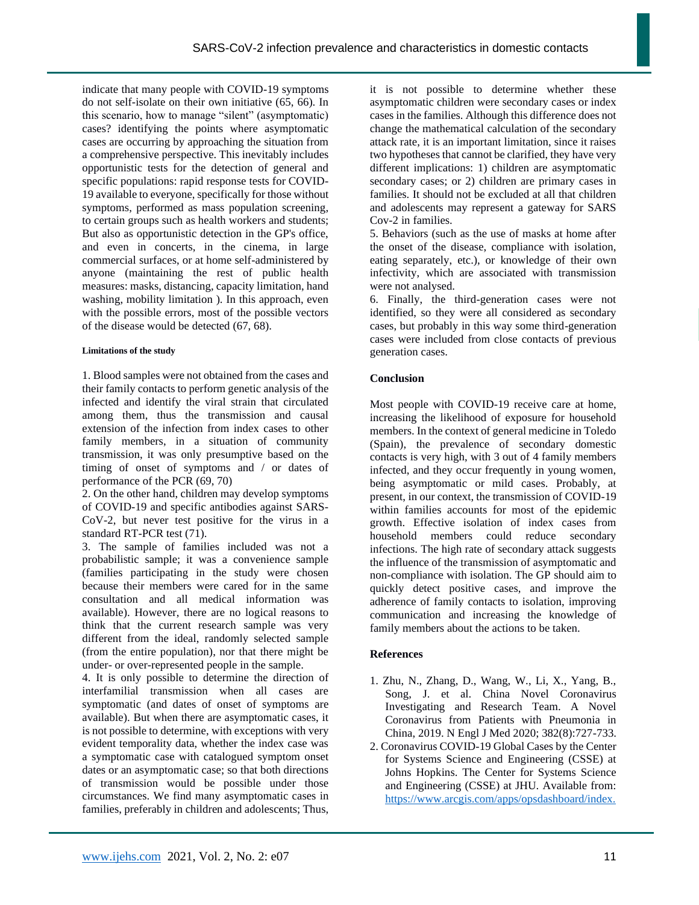indicate that many people with COVID-19 symptoms do not self-isolate on their own initiative (65, 66). In this scenario, how to manage "silent" (asymptomatic) cases? identifying the points where asymptomatic cases are occurring by approaching the situation from a comprehensive perspective. This inevitably includes opportunistic tests for the detection of general and specific populations: rapid response tests for COVID-19 available to everyone, specifically for those without symptoms, performed as mass population screening, to certain groups such as health workers and students; But also as opportunistic detection in the GP's office, and even in concerts, in the cinema, in large commercial surfaces, or at home self-administered by anyone (maintaining the rest of public health measures: masks, distancing, capacity limitation, hand washing, mobility limitation ). In this approach, even with the possible errors, most of the possible vectors of the disease would be detected (67, 68).

#### Limitations of the study

1. Blood samples were not obtained from the cases and their family contacts to perform genetic analysis of the infected and identify the viral strain that circulated among them, thus the transmission and causal extension of the infection from index cases to other family members, in a situation of community transmission, it was only presumptive based on the timing of onset of symptoms and / or dates of performance of the PCR (69, 70)
2. On the other hand, children may develop symptoms of COVID-19 and specific antibodies against SARS-CoV-2, but never test positive for the virus in a standard RT-PCR test (71).
3. The sample of families included was not a probabilistic sample; it was a convenience sample (families participating in the study were chosen because their members were cared for in the same consultation and all medical information was available). However, there are no logical reasons to think that the current research sample was very different from the ideal, randomly selected sample (from the entire population), nor that there might be under- or over-represented people in the sample.
4. It is only possible to determine the direction of interfamilial transmission when all cases are symptomatic (and dates of onset of symptoms are available). But when there are asymptomatic cases, it is not possible to determine, with exceptions with very evident temporality data, whether the index case was a symptomatic case with catalogued symptom onset dates or an asymptomatic case; so that both directions of transmission would be possible under those circumstances. We find many asymptomatic cases in families, preferably in children and adolescents; Thus, it is not possible to determine whether these asymptomatic children were secondary cases or index cases in the families. Although this difference does not change the mathematical calculation of the secondary attack rate, it is an important limitation, since it raises two hypotheses that cannot be clarified, they have very different implications: 1) children are asymptomatic secondary cases; or 2) children are primary cases in families. It should not be excluded at all that children and adolescents may represent a gateway for SARS Cov-2 in families.
5. Behaviors (such as the use of masks at home after the onset of the disease, compliance with isolation, eating separately, etc.), or knowledge of their own infectivity, which are associated with transmission were not analysed.
6. Finally, the third-generation cases were not identified, so they were all considered as secondary cases, but probably in this way some third-generation cases were included from close contacts of previous generation cases.

### Conclusion

Most people with COVID-19 receive care at home, increasing the likelihood of exposure for household members. In the context of general medicine in Toledo (Spain), the prevalence of secondary domestic contacts is very high, with 3 out of 4 family members infected, and they occur frequently in young women, being asymptomatic or mild cases. Probably, at present, in our context, the transmission of COVID-19 within families accounts for most of the epidemic growth. Effective isolation of index cases from household members could reduce secondary infections. The high rate of secondary attack suggests the influence of the transmission of asymptomatic and non-compliance with isolation. The GP should aim to quickly detect positive cases, and improve the adherence of family contacts to isolation, improving communication and increasing the knowledge of family members about the actions to be taken.

### References

1. Zhu, N., Zhang, D., Wang, W., Li, X., Yang, B., Song, J. et al. China Novel Coronavirus Investigating and Research Team. A Novel Coronavirus from Patients with Pneumonia in China, 2019. N Engl J Med 2020; 382(8):727-733.
2. Coronavirus COVID-19 Global Cases by the Center for Systems Science and Engineering (CSSE) at Johns Hopkins. The Center for Systems Science and Engineering (CSSE) at JHU. Available from: https://www.arcgis.com/apps/opsdashboard/index.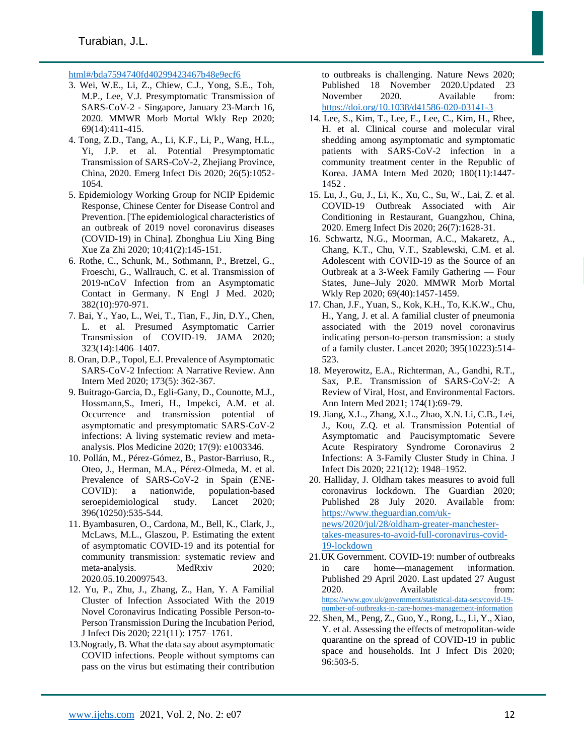html#/bda7594740fd40299423467b48e9ecf6

3. Wei, W.E., Li, Z., Chiew, C.J., Yong, S.E., Toh, M.P., Lee, V.J. Presymptomatic Transmission of SARS-CoV-2 - Singapore, January 23-March 16, 2020. MMWR Morb Mortal Wkly Rep 2020; 69(14):411-415.
4. Tong, Z.D., Tang, A., Li, K.F., Li, P., Wang, H.L., Yi, J.P. et al. Potential Presymptomatic Transmission of SARS-CoV-2, Zhejiang Province, China, 2020. Emerg Infect Dis 2020; 26(5):1052-1054.
5. Epidemiology Working Group for NCIP Epidemic Response, Chinese Center for Disease Control and Prevention. [The epidemiological characteristics of an outbreak of 2019 novel coronavirus diseases (COVID-19) in China]. Zhonghua Liu Xing Bing Xue Za Zhi 2020; 10;41(2):145-151.
6. Rothe, C., Schunk, M., Sothmann, P., Bretzel, G., Froeschi, G., Wallrauch, C. et al. Transmission of 2019-nCoV Infection from an Asymptomatic Contact in Germany. N Engl J Med. 2020; 382(10):970-971.
7. Bai, Y., Yao, L., Wei, T., Tian, F., Jin, D.Y., Chen, L. et al. Presumed Asymptomatic Carrier Transmission of COVID-19. JAMA 2020; 323(14):1406–1407.
8. Oran, D.P., Topol, E.J. Prevalence of Asymptomatic SARS-CoV-2 Infection: A Narrative Review. Ann Intern Med 2020; 173(5): 362-367.
9. Buitrago-Garcia, D., Egli-Gany, D., Counotte, M.J., Hossmann,S., Imeri, H., Impekci, A.M. et al. Occurrence and transmission potential of asymptomatic and presymptomatic SARS-CoV-2 infections: A living systematic review and meta-analysis. Plos Medicine 2020; 17(9): e1003346.
10. Pollán, M., Pérez-Gómez, B., Pastor-Barriuso, R., Oteo, J., Herman, M.A., Pérez-Olmeda, M. et al. Prevalence of SARS-CoV-2 in Spain (ENE-COVID): a nationwide, population-based seroepidemiological study. Lancet 2020; 396(10250):535-544.
11. Byambasuren, O., Cardona, M., Bell, K., Clark, J., McLaws, M.L., Glaszou, P. Estimating the extent of asymptomatic COVID-19 and its potential for community transmission: systematic review and meta-analysis. MedRxiv 2020; 2020.05.10.20097543.
12. Yu, P., Zhu, J., Zhang, Z., Han, Y. A Familial Cluster of Infection Associated With the 2019 Novel Coronavirus Indicating Possible Person-to-Person Transmission During the Incubation Period, J Infect Dis 2020; 221(11): 1757–1761.
13. Nogrady, B. What the data say about asymptomatic COVID infections. People without symptoms can pass on the virus but estimating their contribution to outbreaks is challenging. Nature News 2020; Published 18 November 2020.Updated 23 November 2020. Available from: https://doi.org/10.1038/d41586-020-03141-3
14. Lee, S., Kim, T., Lee, E., Lee, C., Kim, H., Rhee, H. et al. Clinical course and molecular viral shedding among asymptomatic and symptomatic patients with SARS-CoV-2 infection in a community treatment center in the Republic of Korea. JAMA Intern Med 2020; 180(11):1447-1452 .
15. Lu, J., Gu, J., Li, K., Xu, C., Su, W., Lai, Z. et al. COVID-19 Outbreak Associated with Air Conditioning in Restaurant, Guangzhou, China, 2020. Emerg Infect Dis 2020; 26(7):1628-31.
16. Schwartz, N.G., Moorman, A.C., Makaretz, A., Chang, K.T., Chu, V.T., Szablewski, C.M. et al. Adolescent with COVID-19 as the Source of an Outbreak at a 3-Week Family Gathering — Four States, June–July 2020. MMWR Morb Mortal Wkly Rep 2020; 69(40):1457-1459.
17. Chan, J.F., Yuan, S., Kok, K.H., To, K.K.W., Chu, H., Yang, J. et al. A familial cluster of pneumonia associated with the 2019 novel coronavirus indicating person-to-person transmission: a study of a family cluster. Lancet 2020; 395(10223):514-523.
18. Meyerowitz, E.A., Richterman, A., Gandhi, R.T., Sax, P.E. Transmission of SARS-CoV-2: A Review of Viral, Host, and Environmental Factors. Ann Intern Med 2021; 174(1):69-79.
19. Jiang, X.L., Zhang, X.L., Zhao, X.N. Li, C.B., Lei, J., Kou, Z.Q. et al. Transmission Potential of Asymptomatic and Paucisymptomatic Severe Acute Respiratory Syndrome Coronavirus 2 Infections: A 3-Family Cluster Study in China. J Infect Dis 2020; 221(12): 1948–1952.
20. Halliday, J. Oldham takes measures to avoid full coronavirus lockdown. The Guardian 2020; Published 28 July 2020. Available from: https://www.theguardian.com/uk-news/2020/jul/28/oldham-greater-manchester-takes-measures-to-avoid-full-coronavirus-covid-19-lockdown
21. UK Government. COVID-19: number of outbreaks in care home—management information. Published 29 April 2020. Last updated 27 August 2020. Available from: https://www.gov.uk/government/statistical-data-sets/covid-19-number-of-outbreaks-in-care-homes-management-information
22. Shen, M., Peng, Z., Guo, Y., Rong, L., Li, Y., Xiao, Y. et al. Assessing the effects of metropolitan-wide quarantine on the spread of COVID-19 in public space and households. Int J Infect Dis 2020; 96:503-5.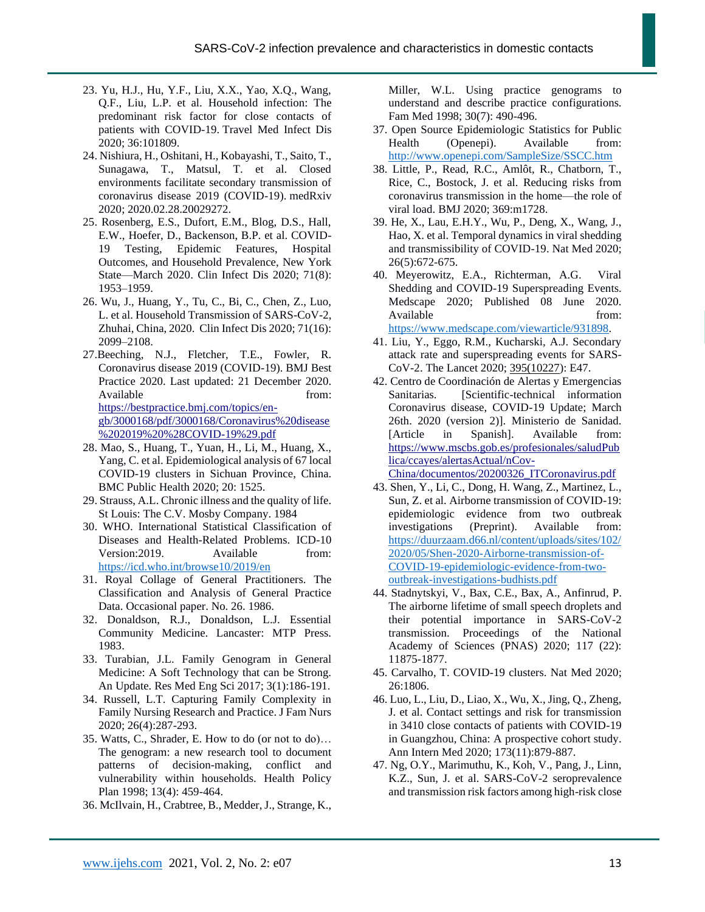23. Yu, H.J., Hu, Y.F., Liu, X.X., Yao, X.Q., Wang, Q.F., Liu, L.P. et al. Household infection: The predominant risk factor for close contacts of patients with COVID-19. Travel Med Infect Dis 2020; 36:101809.
24. Nishiura, H., Oshitani, H., Kobayashi, T., Saito, T., Sunagawa, T., Matsul, T. et al. Closed environments facilitate secondary transmission of coronavirus disease 2019 (COVID-19). medRxiv 2020; 2020.02.28.20029272.
25. Rosenberg, E.S., Dufort, E.M., Blog, D.S., Hall, E.W., Hoefer, D., Backenson, B.P. et al. COVID-19 Testing, Epidemic Features, Hospital Outcomes, and Household Prevalence, New York State—March 2020. Clin Infect Dis 2020; 71(8): 1953–1959.
26. Wu, J., Huang, Y., Tu, C., Bi, C., Chen, Z., Luo, L. et al. Household Transmission of SARS-CoV-2, Zhuhai, China, 2020. Clin Infect Dis 2020; 71(16): 2099–2108.
27. Beeching, N.J., Fletcher, T.E., Fowler, R. Coronavirus disease 2019 (COVID-19). BMJ Best Practice 2020. Last updated: 21 December 2020. Available from: https://bestpractice.bmj.com/topics/en-gb/3000168/pdf/3000168/Coronavirus%20disease%202019%20%28COVID-19%29.pdf
28. Mao, S., Huang, T., Yuan, H., Li, M., Huang, X., Yang, C. et al. Epidemiological analysis of 67 local COVID-19 clusters in Sichuan Province, China. BMC Public Health 2020; 20: 1525.
29. Strauss, A.L. Chronic illness and the quality of life. St Louis: The C.V. Mosby Company. 1984
30. WHO. International Statistical Classification of Diseases and Health-Related Problems. ICD-10 Version:2019. Available from: https://icd.who.int/browse10/2019/en
31. Royal Collage of General Practitioners. The Classification and Analysis of General Practice Data. Occasional paper. No. 26. 1986.
32. Donaldson, R.J., Donaldson, L.J. Essential Community Medicine. Lancaster: MTP Press. 1983.
33. Turabian, J.L. Family Genogram in General Medicine: A Soft Technology that can be Strong. An Update. Res Med Eng Sci 2017; 3(1):186-191.
34. Russell, L.T. Capturing Family Complexity in Family Nursing Research and Practice. J Fam Nurs 2020; 26(4):287-293.
35. Watts, C., Shrader, E. How to do (or not to do)… The genogram: a new research tool to document patterns of decision-making, conflict and vulnerability within households. Health Policy Plan 1998; 13(4): 459-464.
36. McIlvain, H., Crabtree, B., Medder, J., Strange, K., Miller, W.L. Using practice genograms to understand and describe practice configurations. Fam Med 1998; 30(7): 490-496.
37. Open Source Epidemiologic Statistics for Public Health (Openepi). Available from: http://www.openepi.com/SampleSize/SSCC.htm
38. Little, P., Read, R.C., Amlôt, R., Chatborn, T., Rice, C., Bostock, J. et al. Reducing risks from coronavirus transmission in the home—the role of viral load. BMJ 2020; 369:m1728.
39. He, X., Lau, E.H.Y., Wu, P., Deng, X., Wang, J., Hao, X. et al. Temporal dynamics in viral shedding and transmissibility of COVID-19. Nat Med 2020; 26(5):672-675.
40. Meyerowitz, E.A., Richterman, A.G. Viral Shedding and COVID-19 Superspreading Events. Medscape 2020; Published 08 June 2020. Available from: https://www.medscape.com/viewarticle/931898.
41. Liu, Y., Eggo, R.M., Kucharski, A.J. Secondary attack rate and superspreading events for SARS-CoV-2. The Lancet 2020; 395(10227): E47.
42. Centro de Coordinación de Alertas y Emergencias Sanitarias. [Scientific-technical information Coronavirus disease, COVID-19 Update; March 26th. 2020 (version 2)]. Ministerio de Sanidad. [Article in Spanish]. Available from: https://www.mscbs.gob.es/profesionales/saludPublica/ccayes/alertasActual/nCov-China/documentos/20200326_ITCoronavirus.pdf
43. Shen, Y., Li, C., Dong, H. Wang, Z., Martinez, L., Sun, Z. et al. Airborne transmission of COVID-19: epidemiologic evidence from two outbreak investigations (Preprint). Available from: https://duurzaam.d66.nl/content/uploads/sites/102/2020/05/Shen-2020-Airborne-transmission-of-COVID-19-epidemiologic-evidence-from-two-outbreak-investigations-budhists.pdf
44. Stadnytskyi, V., Bax, C.E., Bax, A., Anfinrud, P. The airborne lifetime of small speech droplets and their potential importance in SARS-CoV-2 transmission. Proceedings of the National Academy of Sciences (PNAS) 2020; 117 (22): 11875-1877.
45. Carvalho, T. COVID-19 clusters. Nat Med 2020; 26:1806.
46. Luo, L., Liu, D., Liao, X., Wu, X., Jing, Q., Zheng, J. et al. Contact settings and risk for transmission in 3410 close contacts of patients with COVID-19 in Guangzhou, China: A prospective cohort study. Ann Intern Med 2020; 173(11):879-887.
47. Ng, O.Y., Marimuthu, K., Koh, V., Pang, J., Linn, K.Z., Sun, J. et al. SARS-CoV-2 seroprevalence and transmission risk factors among high-risk close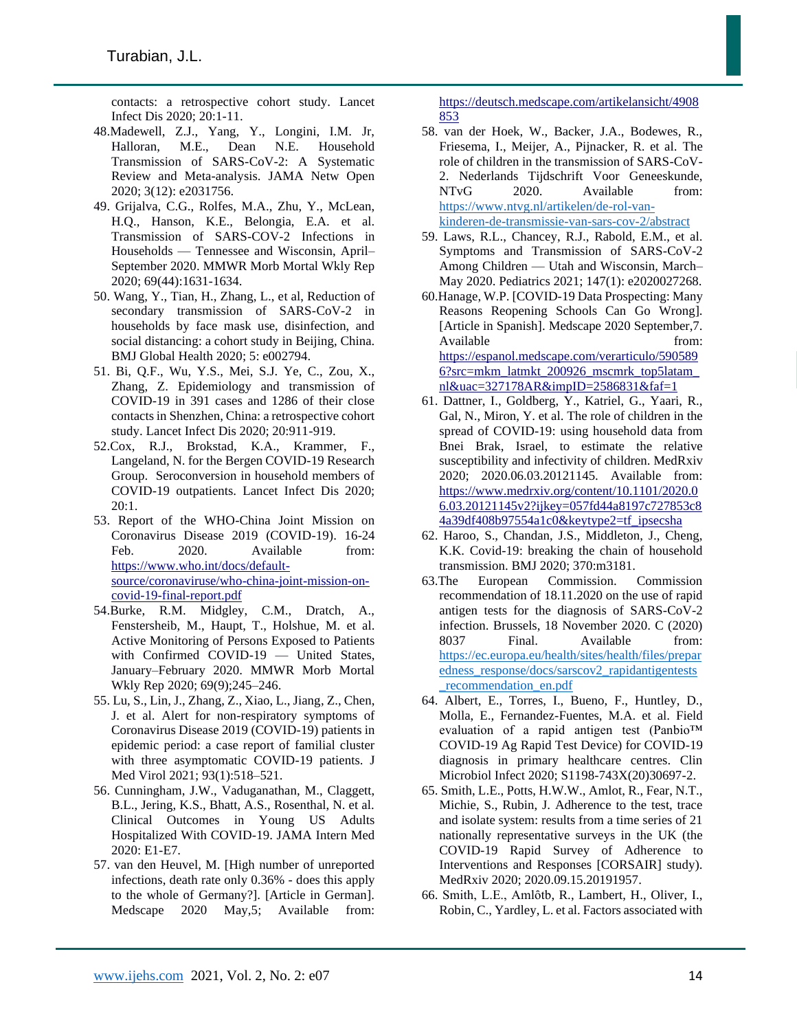contacts: a retrospective cohort study. Lancet Infect Dis 2020; 20:1-11.

48. Madewell, Z.J., Yang, Y., Longini, I.M. Jr, Halloran, M.E., Dean N.E. Household Transmission of SARS-CoV-2: A Systematic Review and Meta-analysis. JAMA Netw Open 2020; 3(12): e2031756.
49. Grijalva, C.G., Rolfes, M.A., Zhu, Y., McLean, H.Q., Hanson, K.E., Belongia, E.A. et al. Transmission of SARS-COV-2 Infections in Households — Tennessee and Wisconsin, April–September 2020. MMWR Morb Mortal Wkly Rep 2020; 69(44):1631-1634.
50. Wang, Y., Tian, H., Zhang, L., et al, Reduction of secondary transmission of SARS-CoV-2 in households by face mask use, disinfection, and social distancing: a cohort study in Beijing, China. BMJ Global Health 2020; 5: e002794.
51. Bi, Q.F., Wu, Y.S., Mei, S.J. Ye, C., Zou, X., Zhang, Z. Epidemiology and transmission of COVID-19 in 391 cases and 1286 of their close contacts in Shenzhen, China: a retrospective cohort study. Lancet Infect Dis 2020; 20:911-919.
52. Cox, R.J., Brokstad, K.A., Krammer, F., Langeland, N. for the Bergen COVID-19 Research Group. Seroconversion in household members of COVID-19 outpatients. Lancet Infect Dis 2020; 20:1.
53. Report of the WHO-China Joint Mission on Coronavirus Disease 2019 (COVID-19). 16-24 Feb. 2020. Available from: https://www.who.int/docs/default-source/coronaviruse/who-china-joint-mission-on-covid-19-final-report.pdf
54. Burke, R.M. Midgley, C.M., Dratch, A., Fenstersheib, M., Haupt, T., Holshue, M. et al. Active Monitoring of Persons Exposed to Patients with Confirmed COVID-19 — United States, January–February 2020. MMWR Morb Mortal Wkly Rep 2020; 69(9);245–246.
55. Lu, S., Lin, J., Zhang, Z., Xiao, L., Jiang, Z., Chen, J. et al. Alert for non-respiratory symptoms of Coronavirus Disease 2019 (COVID-19) patients in epidemic period: a case report of familial cluster with three asymptomatic COVID-19 patients. J Med Virol 2021; 93(1):518–521.
56. Cunningham, J.W., Vaduganathan, M., Claggett, B.L., Jering, K.S., Bhatt, A.S., Rosenthal, N. et al. Clinical Outcomes in Young US Adults Hospitalized With COVID-19. JAMA Intern Med 2020: E1-E7.
57. van den Heuvel, M. [High number of unreported infections, death rate only 0.36% - does this apply to the whole of Germany?]. [Article in German]. Medscape 2020 May,5; Available from: https://deutsch.medscape.com/artikelansicht/4908853
58. van der Hoek, W., Backer, J.A., Bodewes, R., Friesema, I., Meijer, A., Pijnacker, R. et al. The role of children in the transmission of SARS-CoV-2. Nederlands Tijdschrift Voor Geneeskunde, NTvG 2020. Available from: https://www.ntvg.nl/artikelen/de-rol-van-kinderen-de-transmissie-van-sars-cov-2/abstract
59. Laws, R.L., Chancey, R.J., Rabold, E.M., et al. Symptoms and Transmission of SARS-CoV-2 Among Children — Utah and Wisconsin, March–May 2020. Pediatrics 2021; 147(1): e2020027268.
60. Hanage, W.P. [COVID-19 Data Prospecting: Many Reasons Reopening Schools Can Go Wrong]. [Article in Spanish]. Medscape 2020 September,7. Available from: https://espanol.medscape.com/verarticulo/5905896?src=mkm_latmkt_200926_mscmrk_top5latam_nl&uac=327178AR&impID=2586831&faf=1
61. Dattner, I., Goldberg, Y., Katriel, G., Yaari, R., Gal, N., Miron, Y. et al. The role of children in the spread of COVID-19: using household data from Bnei Brak, Israel, to estimate the relative susceptibility and infectivity of children. MedRxiv 2020; 2020.06.03.20121145. Available from: https://www.medrxiv.org/content/10.1101/2020.06.03.20121145v2?ijkey=057fd44a8197c727853c84a39df408b97554a1c0&keytype2=tf_ipsecsha
62. Haroo, S., Chandan, J.S., Middleton, J., Cheng, K.K. Covid-19: breaking the chain of household transmission. BMJ 2020; 370:m3181.
63. The European Commission. Commission recommendation of 18.11.2020 on the use of rapid antigen tests for the diagnosis of SARS-CoV-2 infection. Brussels, 18 November 2020. C (2020) 8037 Final. Available from: https://ec.europa.eu/health/sites/health/files/preparedness_response/docs/sarscov2_rapidantigentests_recommendation_en.pdf
64. Albert, E., Torres, I., Bueno, F., Huntley, D., Molla, E., Fernandez-Fuentes, M.A. et al. Field evaluation of a rapid antigen test (Panbio™ COVID-19 Ag Rapid Test Device) for COVID-19 diagnosis in primary healthcare centres. Clin Microbiol Infect 2020; S1198-743X(20)30697-2.
65. Smith, L.E., Potts, H.W.W., Amlot, R., Fear, N.T., Michie, S., Rubin, J. Adherence to the test, trace and isolate system: results from a time series of 21 nationally representative surveys in the UK (the COVID-19 Rapid Survey of Adherence to Interventions and Responses [CORSAIR] study). MedRxiv 2020; 2020.09.15.20191957.
66. Smith, L.E., Amlôtb, R., Lambert, H., Oliver, I., Robin, C., Yardley, L. et al. Factors associated with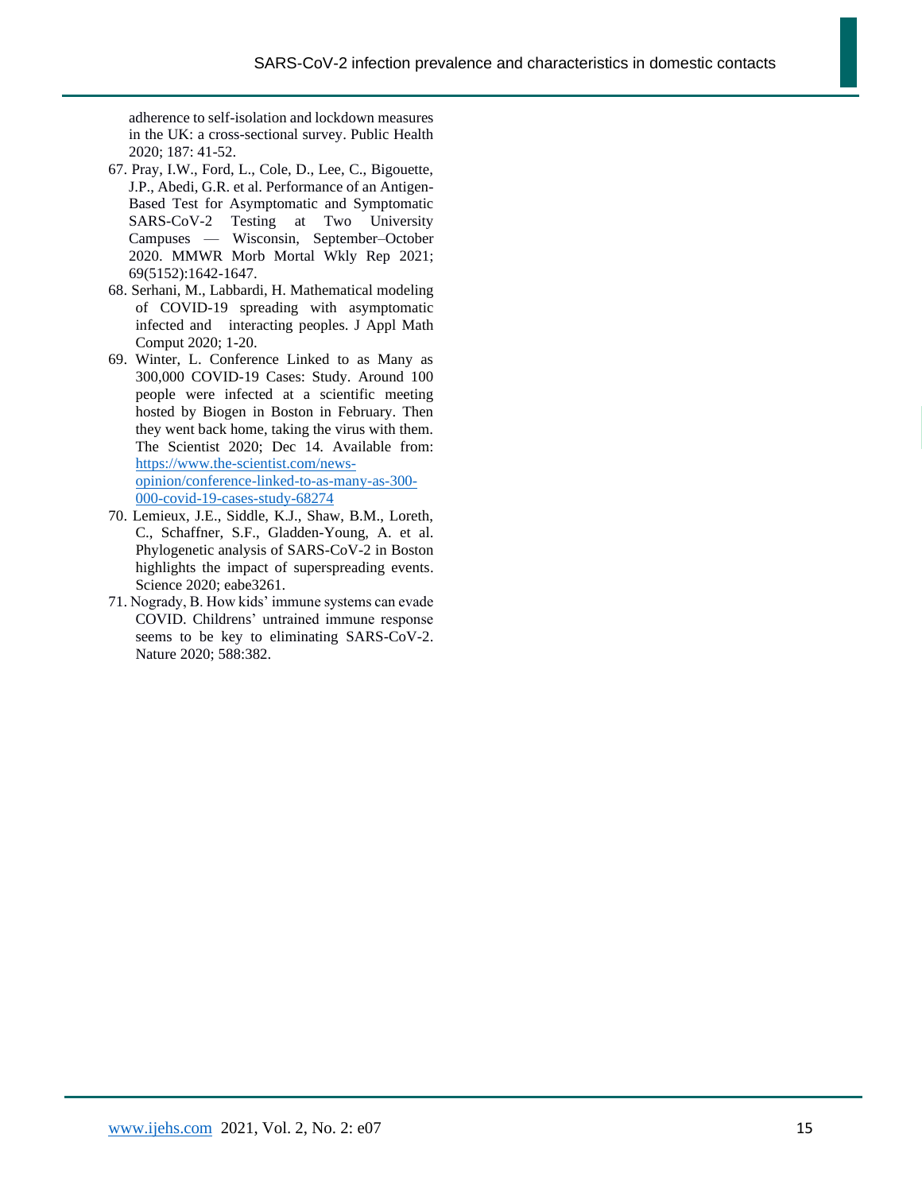adherence to self-isolation and lockdown measures in the UK: a cross-sectional survey. Public Health 2020; 187: 41-52.

67. Pray, I.W., Ford, L., Cole, D., Lee, C., Bigouette, J.P., Abedi, G.R. et al. Performance of an Antigen-Based Test for Asymptomatic and Symptomatic SARS-CoV-2 Testing at Two University Campuses — Wisconsin, September–October 2020. MMWR Morb Mortal Wkly Rep 2021; 69(5152):1642-1647.
68. Serhani, M., Labbardi, H. Mathematical modeling of COVID-19 spreading with asymptomatic infected and interacting peoples. J Appl Math Comput 2020; 1-20.
69. Winter, L. Conference Linked to as Many as 300,000 COVID-19 Cases: Study. Around 100 people were infected at a scientific meeting hosted by Biogen in Boston in February. Then they went back home, taking the virus with them. The Scientist 2020; Dec 14. Available from: [https://www.the-scientist.com/news-opinion/conference-linked-to-as-many-as-300-000-covid-19-cases-study-68274](https://www.the-scientist.com/news-opinion/conference-linked-to-as-many-as-300-000-covid-19-cases-study-68274)
70. Lemieux, J.E., Siddle, K.J., Shaw, B.M., Loreth, C., Schaffner, S.F., Gladden-Young, A. et al. Phylogenetic analysis of SARS-CoV-2 in Boston highlights the impact of superspreading events. Science 2020; eabe3261.
71. Nogrady, B. How kids' immune systems can evade COVID. Childrens' untrained immune response seems to be key to eliminating SARS-CoV-2. Nature 2020; 588:382.